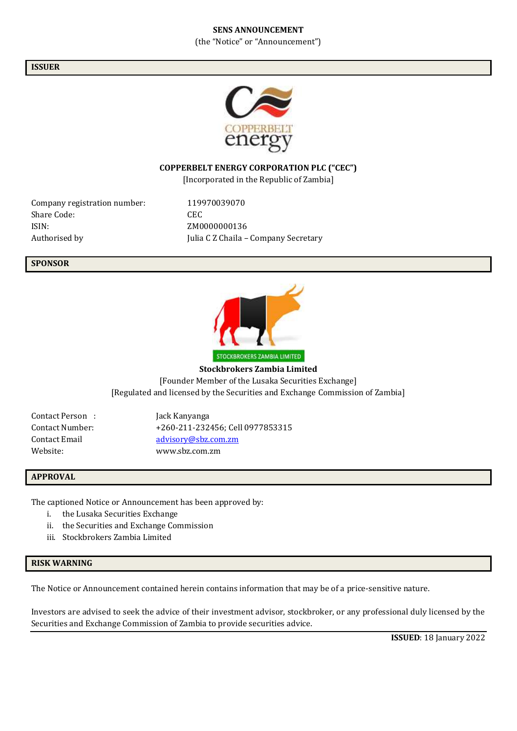**SENS ANNOUNCEMENT**

(the "Notice" or "Announcement")

## ISSUER

**COPPERBELT ENERGY CORPORATION PLC ("CEC")**

[Incorporated in the Republic of Zambia]

| | |
|---|---|
| Company registration number: | 119970039070 |
| Share Code: | CEC |
| ISIN: | ZM0000000136 |
| Authorised by | Julia C Z Chaila – Company Secretary |

## SPONSOR

**Stockbrokers Zambia Limited**

[Founder Member of the Lusaka Securities Exchange]

[Regulated and licensed by the Securities and Exchange Commission of Zambia]

| | |
|---|---|
| Contact Person : | Jack Kanyanga |
| Contact Number: | +260-211-232456; Cell 0977853315 |
| Contact Email | advisory@sbz.com.zm |
| Website: | www.sbz.com.zm |

## APPROVAL

The captioned Notice or Announcement has been approved by:

i. the Lusaka Securities Exchange
ii. the Securities and Exchange Commission
iii. Stockbrokers Zambia Limited

## RISK WARNING

The Notice or Announcement contained herein contains information that may be of a price-sensitive nature.

Investors are advised to seek the advice of their investment advisor, stockbroker, or any professional duly licensed by the Securities and Exchange Commission of Zambia to provide securities advice.

**ISSUED**: 18 January 2022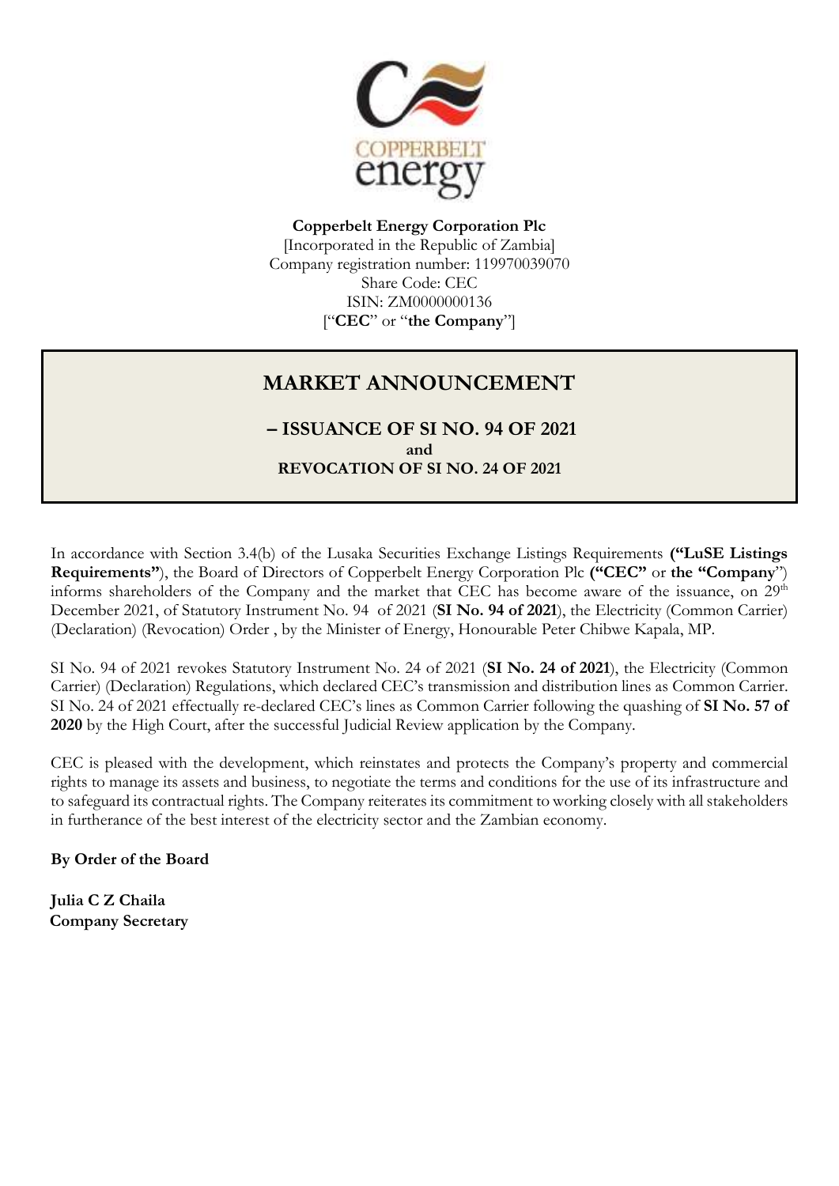**Copperbelt Energy Corporation Plc**
[Incorporated in the Republic of Zambia]
Company registration number: 119970039070
Share Code: CEC
ISIN: ZM0000000136
["**CEC**" or "**the Company**"]

# MARKET ANNOUNCEMENT

## – ISSUANCE OF SI NO. 94 OF 2021
**and**
**REVOCATION OF SI NO. 24 OF 2021**

In accordance with Section 3.4(b) of the Lusaka Securities Exchange Listings Requirements **("LuSE Listings Requirements"**), the Board of Directors of Copperbelt Energy Corporation Plc **("CEC"** or **the "Company**") informs shareholders of the Company and the market that CEC has become aware of the issuance, on 29th December 2021, of Statutory Instrument No. 94 of 2021 (**SI No. 94 of 2021**), the Electricity (Common Carrier) (Declaration) (Revocation) Order , by the Minister of Energy, Honourable Peter Chibwe Kapala, MP.

SI No. 94 of 2021 revokes Statutory Instrument No. 24 of 2021 (**SI No. 24 of 2021**), the Electricity (Common Carrier) (Declaration) Regulations, which declared CEC's transmission and distribution lines as Common Carrier. SI No. 24 of 2021 effectually re-declared CEC's lines as Common Carrier following the quashing of **SI No. 57 of 2020** by the High Court, after the successful Judicial Review application by the Company.

CEC is pleased with the development, which reinstates and protects the Company's property and commercial rights to manage its assets and business, to negotiate the terms and conditions for the use of its infrastructure and to safeguard its contractual rights. The Company reiterates its commitment to working closely with all stakeholders in furtherance of the best interest of the electricity sector and the Zambian economy.

**By Order of the Board**

**Julia C Z Chaila**
**Company Secretary**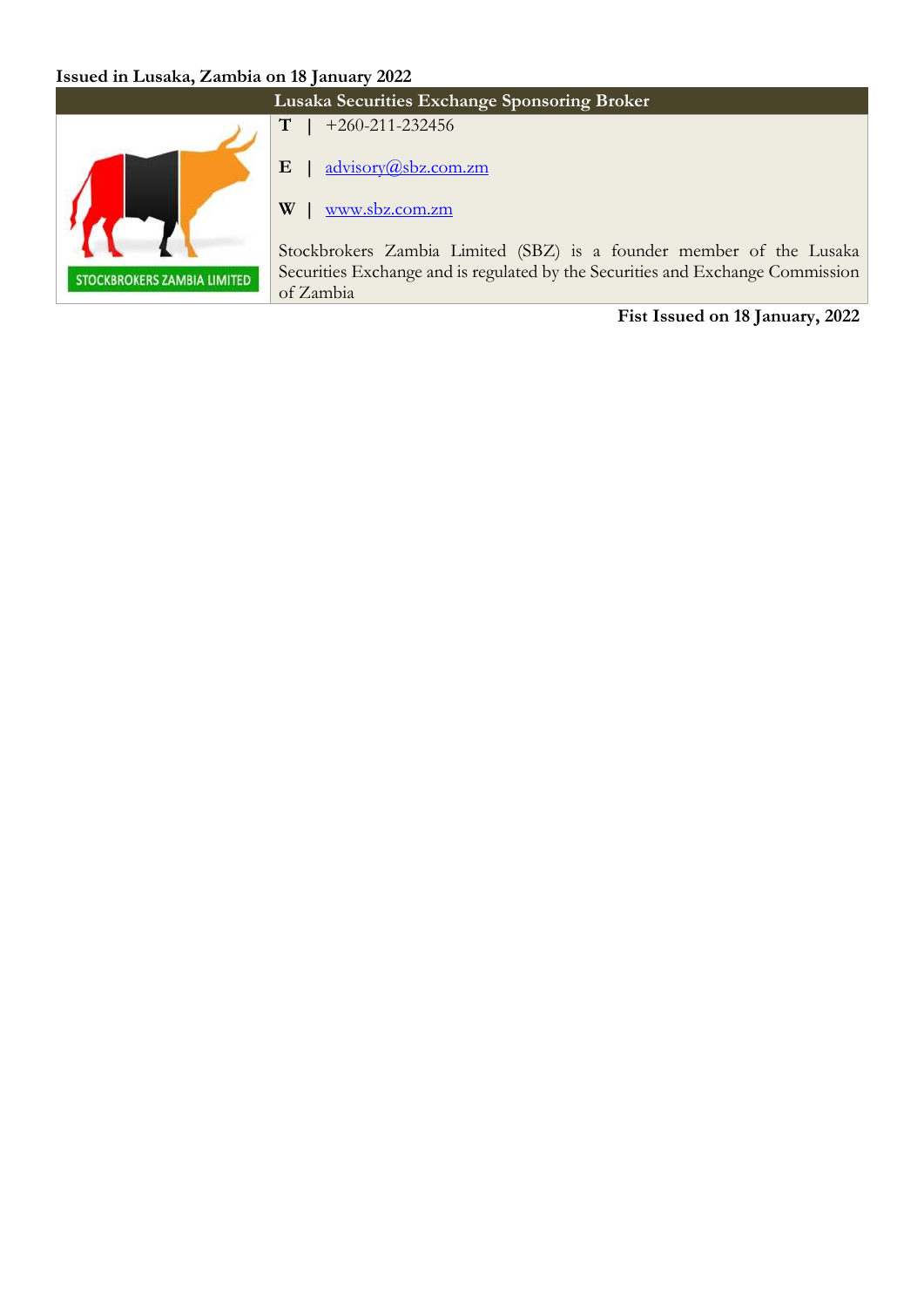**Issued in Lusaka, Zambia on 18 January 2022**

| Lusaka Securities Exchange Sponsoring Broker | |
|---|---|
| STOCKBROKERS ZAMBIA LIMITED | **T** \| +260-211-232456<br><br>**E** \| advisory@sbz.com.zm<br><br>**W** \| www.sbz.com.zm<br><br>Stockbrokers Zambia Limited (SBZ) is a founder member of the Lusaka Securities Exchange and is regulated by the Securities and Exchange Commission of Zambia |

**Fist Issued on 18 January, 2022**